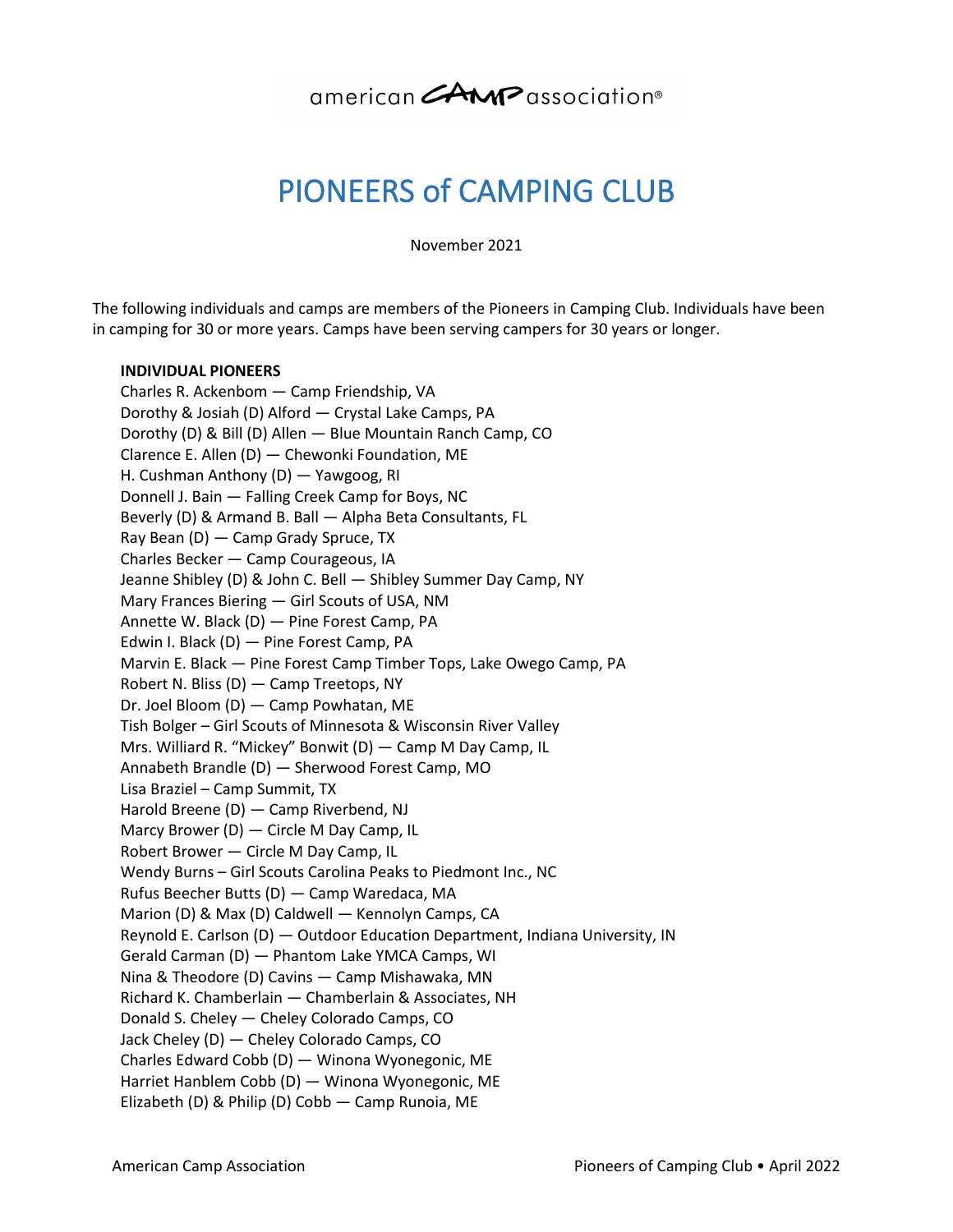american CAMP association®

# PIONEERS of CAMPING CLUB

November 2021

The following individuals and camps are members of the Pioneers in Camping Club. Individuals have been in camping for 30 or more years. Camps have been serving campers for 30 years or longer.

**INDIVIDUAL PIONEERS**

Charles R. Ackenbom — Camp Friendship, VA
Dorothy & Josiah (D) Alford — Crystal Lake Camps, PA
Dorothy (D) & Bill (D) Allen — Blue Mountain Ranch Camp, CO
Clarence E. Allen (D) — Chewonki Foundation, ME
H. Cushman Anthony (D) — Yawgoog, RI
Donnell J. Bain — Falling Creek Camp for Boys, NC
Beverly (D) & Armand B. Ball — Alpha Beta Consultants, FL
Ray Bean (D) — Camp Grady Spruce, TX
Charles Becker — Camp Courageous, IA
Jeanne Shibley (D) & John C. Bell — Shibley Summer Day Camp, NY
Mary Frances Biering — Girl Scouts of USA, NM
Annette W. Black (D) — Pine Forest Camp, PA
Edwin I. Black (D) — Pine Forest Camp, PA
Marvin E. Black — Pine Forest Camp Timber Tops, Lake Owego Camp, PA
Robert N. Bliss (D) — Camp Treetops, NY
Dr. Joel Bloom (D) — Camp Powhatan, ME
Tish Bolger – Girl Scouts of Minnesota & Wisconsin River Valley
Mrs. Williard R. "Mickey" Bonwit (D) — Camp M Day Camp, IL
Annabeth Brandle (D) — Sherwood Forest Camp, MO
Lisa Braziel – Camp Summit, TX
Harold Breene (D) — Camp Riverbend, NJ
Marcy Brower (D) — Circle M Day Camp, IL
Robert Brower — Circle M Day Camp, IL
Wendy Burns – Girl Scouts Carolina Peaks to Piedmont Inc., NC
Rufus Beecher Butts (D) — Camp Waredaca, MA
Marion (D) & Max (D) Caldwell — Kennolyn Camps, CA
Reynold E. Carlson (D) — Outdoor Education Department, Indiana University, IN
Gerald Carman (D) — Phantom Lake YMCA Camps, WI
Nina & Theodore (D) Cavins — Camp Mishawaka, MN
Richard K. Chamberlain — Chamberlain & Associates, NH
Donald S. Cheley — Cheley Colorado Camps, CO
Jack Cheley (D) — Cheley Colorado Camps, CO
Charles Edward Cobb (D) — Winona Wyonegonic, ME
Harriet Hanblem Cobb (D) — Winona Wyonegonic, ME
Elizabeth (D) & Philip (D) Cobb — Camp Runoia, ME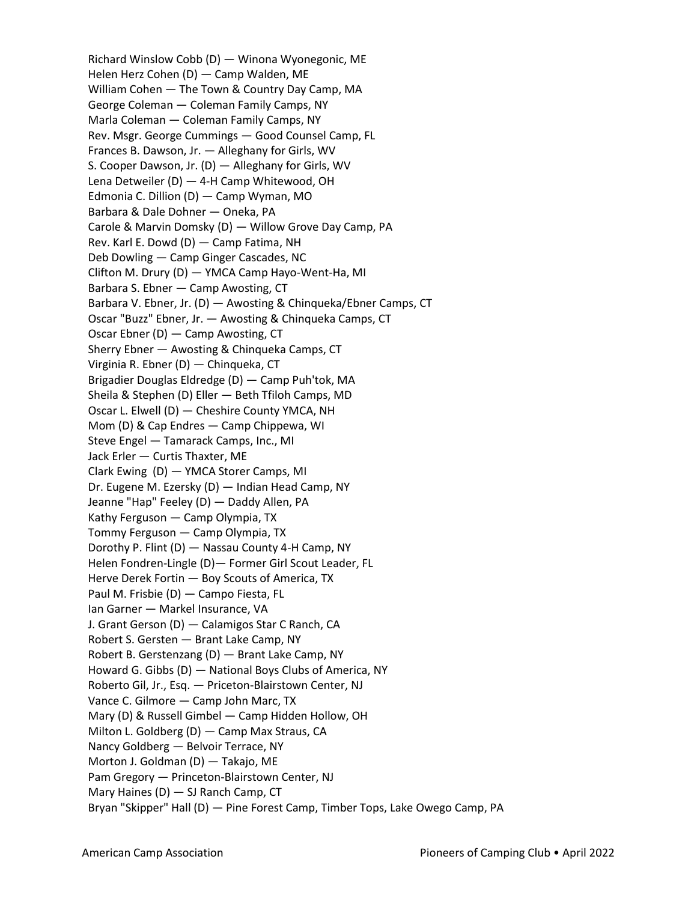Richard Winslow Cobb (D) — Winona Wyonegonic, ME
Helen Herz Cohen (D) — Camp Walden, ME
William Cohen — The Town & Country Day Camp, MA
George Coleman — Coleman Family Camps, NY
Marla Coleman — Coleman Family Camps, NY
Rev. Msgr. George Cummings — Good Counsel Camp, FL
Frances B. Dawson, Jr. — Alleghany for Girls, WV
S. Cooper Dawson, Jr. (D) — Alleghany for Girls, WV
Lena Detweiler (D) — 4-H Camp Whitewood, OH
Edmonia C. Dillion (D) — Camp Wyman, MO
Barbara & Dale Dohner — Oneka, PA
Carole & Marvin Domsky (D) — Willow Grove Day Camp, PA
Rev. Karl E. Dowd (D) — Camp Fatima, NH
Deb Dowling — Camp Ginger Cascades, NC
Clifton M. Drury (D) — YMCA Camp Hayo-Went-Ha, MI
Barbara S. Ebner — Camp Awosting, CT
Barbara V. Ebner, Jr. (D) — Awosting & Chinqueka/Ebner Camps, CT
Oscar "Buzz" Ebner, Jr. — Awosting & Chinqueka Camps, CT
Oscar Ebner (D) — Camp Awosting, CT
Sherry Ebner — Awosting & Chinqueka Camps, CT
Virginia R. Ebner (D) — Chinqueka, CT
Brigadier Douglas Eldredge (D) — Camp Puh'tok, MA
Sheila & Stephen (D) Eller — Beth Tfiloh Camps, MD
Oscar L. Elwell (D) — Cheshire County YMCA, NH
Mom (D) & Cap Endres — Camp Chippewa, WI
Steve Engel — Tamarack Camps, Inc., MI
Jack Erler — Curtis Thaxter, ME
Clark Ewing (D) — YMCA Storer Camps, MI
Dr. Eugene M. Ezersky (D) — Indian Head Camp, NY
Jeanne "Hap" Feeley (D) — Daddy Allen, PA
Kathy Ferguson — Camp Olympia, TX
Tommy Ferguson — Camp Olympia, TX
Dorothy P. Flint (D) — Nassau County 4-H Camp, NY
Helen Fondren-Lingle (D)— Former Girl Scout Leader, FL
Herve Derek Fortin — Boy Scouts of America, TX
Paul M. Frisbie (D) — Campo Fiesta, FL
Ian Garner — Markel Insurance, VA
J. Grant Gerson (D) — Calamigos Star C Ranch, CA
Robert S. Gersten — Brant Lake Camp, NY
Robert B. Gerstenzang (D) — Brant Lake Camp, NY
Howard G. Gibbs (D) — National Boys Clubs of America, NY
Roberto Gil, Jr., Esq. — Priceton-Blairstown Center, NJ
Vance C. Gilmore — Camp John Marc, TX
Mary (D) & Russell Gimbel — Camp Hidden Hollow, OH
Milton L. Goldberg (D) — Camp Max Straus, CA
Nancy Goldberg — Belvoir Terrace, NY
Morton J. Goldman (D) — Takajo, ME
Pam Gregory — Princeton-Blairstown Center, NJ
Mary Haines (D) — SJ Ranch Camp, CT
Bryan "Skipper" Hall (D) — Pine Forest Camp, Timber Tops, Lake Owego Camp, PA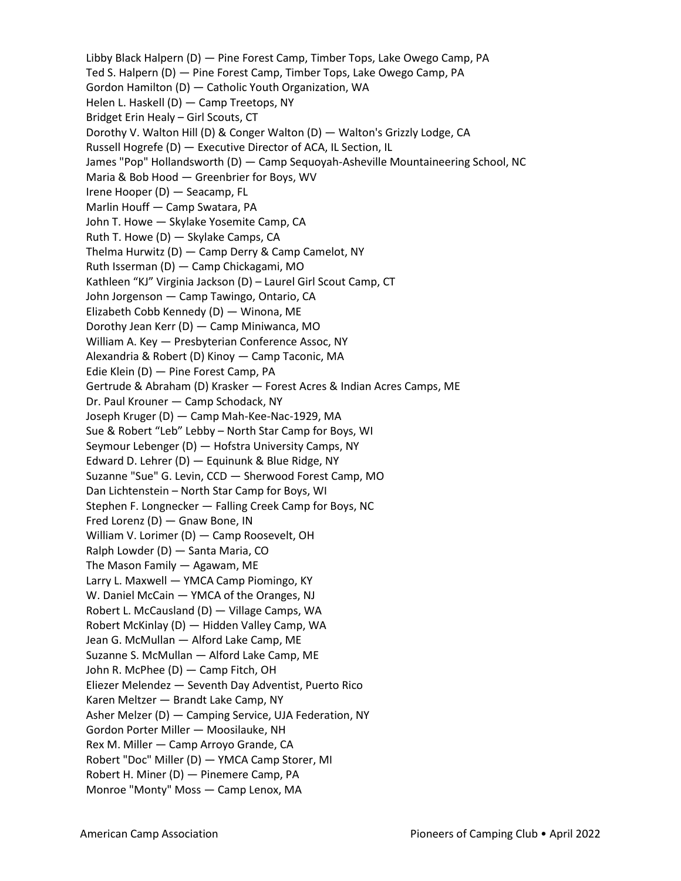Libby Black Halpern (D) — Pine Forest Camp, Timber Tops, Lake Owego Camp, PA
Ted S. Halpern (D) — Pine Forest Camp, Timber Tops, Lake Owego Camp, PA
Gordon Hamilton (D) — Catholic Youth Organization, WA
Helen L. Haskell (D) — Camp Treetops, NY
Bridget Erin Healy – Girl Scouts, CT
Dorothy V. Walton Hill (D) & Conger Walton (D) — Walton's Grizzly Lodge, CA
Russell Hogrefe (D) — Executive Director of ACA, IL Section, IL
James "Pop" Hollandsworth (D) — Camp Sequoyah-Asheville Mountaineering School, NC
Maria & Bob Hood — Greenbrier for Boys, WV
Irene Hooper (D) — Seacamp, FL
Marlin Houff — Camp Swatara, PA
John T. Howe — Skylake Yosemite Camp, CA
Ruth T. Howe (D) — Skylake Camps, CA
Thelma Hurwitz (D) — Camp Derry & Camp Camelot, NY
Ruth Isserman (D) — Camp Chickagami, MO
Kathleen "KJ" Virginia Jackson (D) – Laurel Girl Scout Camp, CT
John Jorgenson — Camp Tawingo, Ontario, CA
Elizabeth Cobb Kennedy (D) — Winona, ME
Dorothy Jean Kerr (D) — Camp Miniwanca, MO
William A. Key — Presbyterian Conference Assoc, NY
Alexandria & Robert (D) Kinoy — Camp Taconic, MA
Edie Klein (D) — Pine Forest Camp, PA
Gertrude & Abraham (D) Krasker — Forest Acres & Indian Acres Camps, ME
Dr. Paul Krouner — Camp Schodack, NY
Joseph Kruger (D) — Camp Mah-Kee-Nac-1929, MA
Sue & Robert "Leb" Lebby – North Star Camp for Boys, WI
Seymour Lebenger (D) — Hofstra University Camps, NY
Edward D. Lehrer (D) — Equinunk & Blue Ridge, NY
Suzanne "Sue" G. Levin, CCD — Sherwood Forest Camp, MO
Dan Lichtenstein – North Star Camp for Boys, WI
Stephen F. Longnecker — Falling Creek Camp for Boys, NC
Fred Lorenz (D) — Gnaw Bone, IN
William V. Lorimer (D) — Camp Roosevelt, OH
Ralph Lowder (D) — Santa Maria, CO
The Mason Family — Agawam, ME
Larry L. Maxwell — YMCA Camp Piomingo, KY
W. Daniel McCain — YMCA of the Oranges, NJ
Robert L. McCausland (D) — Village Camps, WA
Robert McKinlay (D) — Hidden Valley Camp, WA
Jean G. McMullan — Alford Lake Camp, ME
Suzanne S. McMullan — Alford Lake Camp, ME
John R. McPhee (D) — Camp Fitch, OH
Eliezer Melendez — Seventh Day Adventist, Puerto Rico
Karen Meltzer — Brandt Lake Camp, NY
Asher Melzer (D) — Camping Service, UJA Federation, NY
Gordon Porter Miller — Moosilauke, NH
Rex M. Miller — Camp Arroyo Grande, CA
Robert "Doc" Miller (D) — YMCA Camp Storer, MI
Robert H. Miner (D) — Pinemere Camp, PA
Monroe "Monty" Moss — Camp Lenox, MA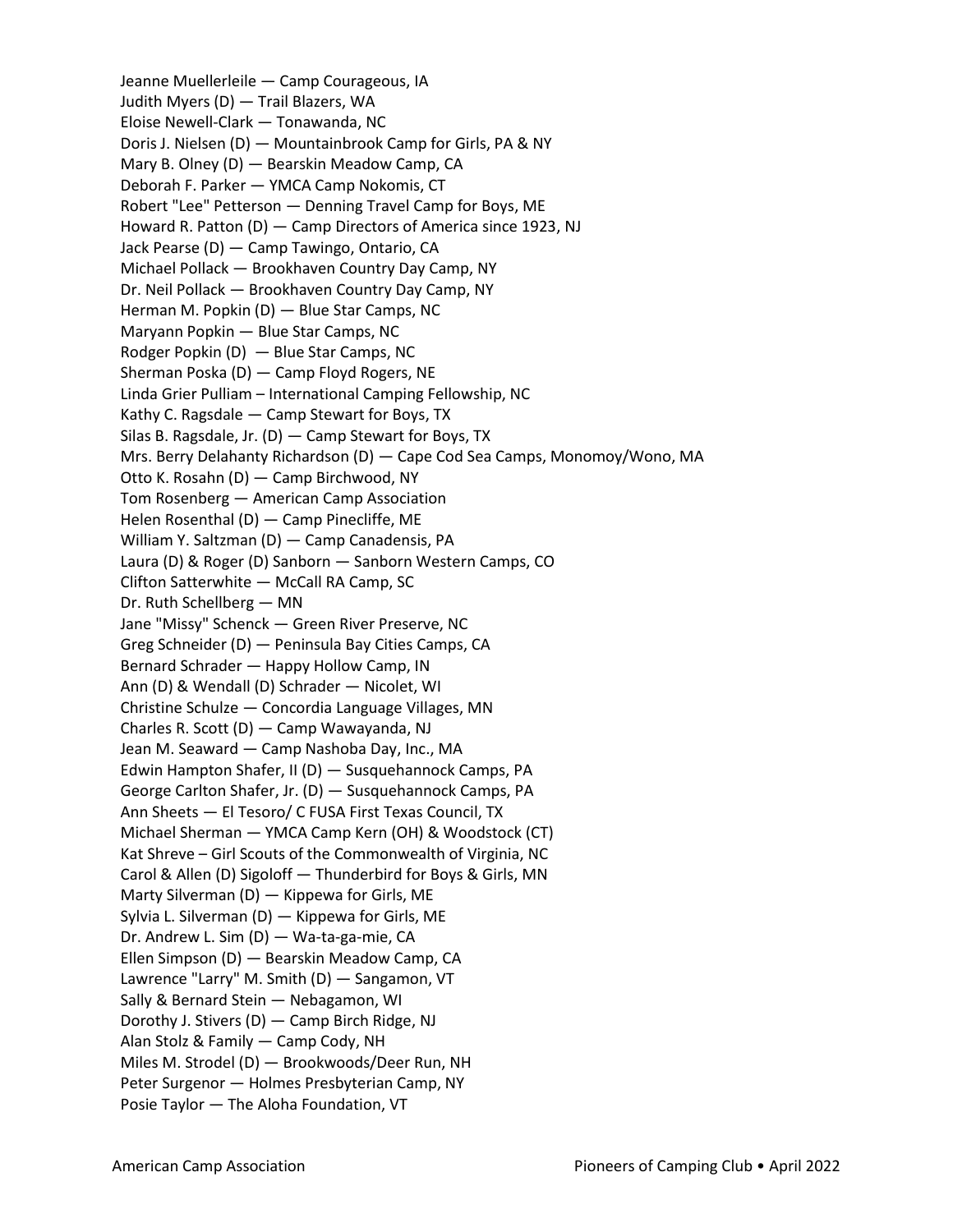Jeanne Muellerleile — Camp Courageous, IA
Judith Myers (D) — Trail Blazers, WA
Eloise Newell-Clark — Tonawanda, NC
Doris J. Nielsen (D) — Mountainbrook Camp for Girls, PA & NY
Mary B. Olney (D) — Bearskin Meadow Camp, CA
Deborah F. Parker — YMCA Camp Nokomis, CT
Robert "Lee" Petterson — Denning Travel Camp for Boys, ME
Howard R. Patton (D) — Camp Directors of America since 1923, NJ
Jack Pearse (D) — Camp Tawingo, Ontario, CA
Michael Pollack — Brookhaven Country Day Camp, NY
Dr. Neil Pollack — Brookhaven Country Day Camp, NY
Herman M. Popkin (D) — Blue Star Camps, NC
Maryann Popkin — Blue Star Camps, NC
Rodger Popkin (D) — Blue Star Camps, NC
Sherman Poska (D) — Camp Floyd Rogers, NE
Linda Grier Pulliam – International Camping Fellowship, NC
Kathy C. Ragsdale — Camp Stewart for Boys, TX
Silas B. Ragsdale, Jr. (D) — Camp Stewart for Boys, TX
Mrs. Berry Delahanty Richardson (D) — Cape Cod Sea Camps, Monomoy/Wono, MA
Otto K. Rosahn (D) — Camp Birchwood, NY
Tom Rosenberg — American Camp Association
Helen Rosenthal (D) — Camp Pinecliffe, ME
William Y. Saltzman (D) — Camp Canadensis, PA
Laura (D) & Roger (D) Sanborn — Sanborn Western Camps, CO
Clifton Satterwhite — McCall RA Camp, SC
Dr. Ruth Schellberg — MN
Jane "Missy" Schenck — Green River Preserve, NC
Greg Schneider (D) — Peninsula Bay Cities Camps, CA
Bernard Schrader — Happy Hollow Camp, IN
Ann (D) & Wendall (D) Schrader — Nicolet, WI
Christine Schulze — Concordia Language Villages, MN
Charles R. Scott (D) — Camp Wawayanda, NJ
Jean M. Seaward — Camp Nashoba Day, Inc., MA
Edwin Hampton Shafer, II (D) — Susquehannock Camps, PA
George Carlton Shafer, Jr. (D) — Susquehannock Camps, PA
Ann Sheets — El Tesoro/ C FUSA First Texas Council, TX
Michael Sherman — YMCA Camp Kern (OH) & Woodstock (CT)
Kat Shreve – Girl Scouts of the Commonwealth of Virginia, NC
Carol & Allen (D) Sigoloff — Thunderbird for Boys & Girls, MN
Marty Silverman (D) — Kippewa for Girls, ME
Sylvia L. Silverman (D) — Kippewa for Girls, ME
Dr. Andrew L. Sim (D) — Wa-ta-ga-mie, CA
Ellen Simpson (D) — Bearskin Meadow Camp, CA
Lawrence "Larry" M. Smith (D) — Sangamon, VT
Sally & Bernard Stein — Nebagamon, WI
Dorothy J. Stivers (D) — Camp Birch Ridge, NJ
Alan Stolz & Family — Camp Cody, NH
Miles M. Strodel (D) — Brookwoods/Deer Run, NH
Peter Surgenor — Holmes Presbyterian Camp, NY
Posie Taylor — The Aloha Foundation, VT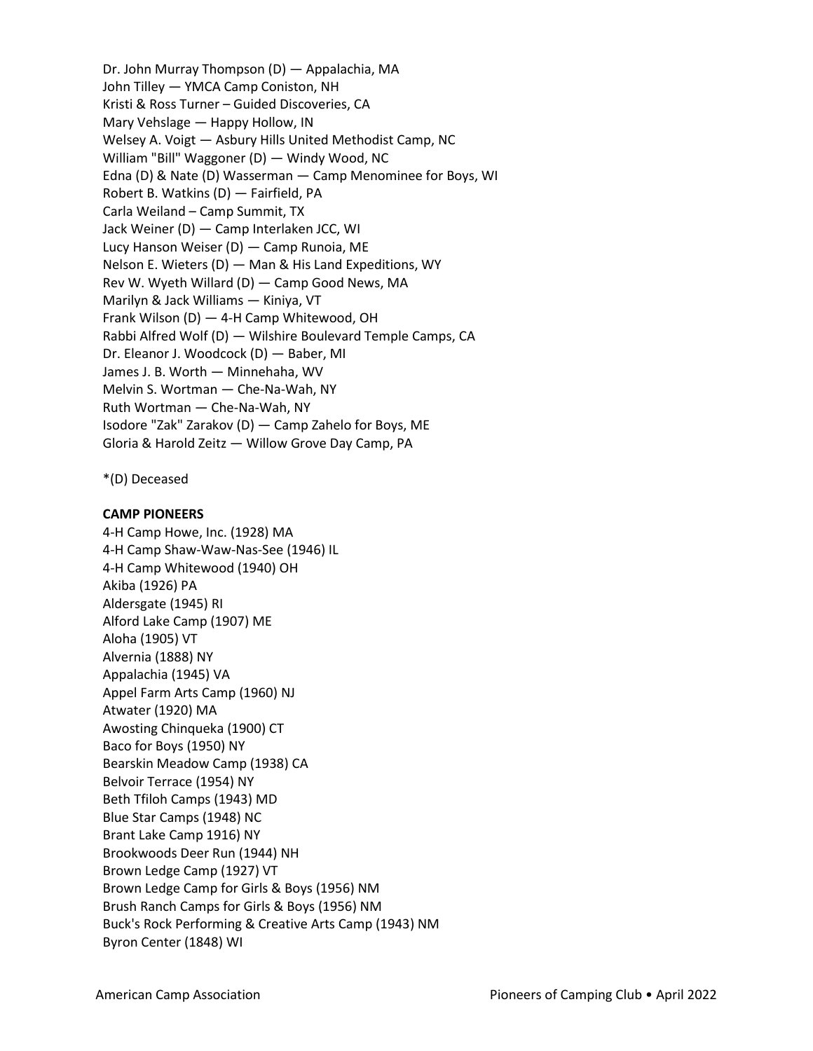Dr. John Murray Thompson (D) — Appalachia, MA
John Tilley — YMCA Camp Coniston, NH
Kristi & Ross Turner – Guided Discoveries, CA
Mary Vehslage — Happy Hollow, IN
Welsey A. Voigt — Asbury Hills United Methodist Camp, NC
William "Bill" Waggoner (D) — Windy Wood, NC
Edna (D) & Nate (D) Wasserman — Camp Menominee for Boys, WI
Robert B. Watkins (D) — Fairfield, PA
Carla Weiland – Camp Summit, TX
Jack Weiner (D) — Camp Interlaken JCC, WI
Lucy Hanson Weiser (D) — Camp Runoia, ME
Nelson E. Wieters (D) — Man & His Land Expeditions, WY
Rev W. Wyeth Willard (D) — Camp Good News, MA
Marilyn & Jack Williams — Kiniya, VT
Frank Wilson (D) — 4-H Camp Whitewood, OH
Rabbi Alfred Wolf (D) — Wilshire Boulevard Temple Camps, CA
Dr. Eleanor J. Woodcock (D) — Baber, MI
James J. B. Worth — Minnehaha, WV
Melvin S. Wortman — Che-Na-Wah, NY
Ruth Wortman — Che-Na-Wah, NY
Isodore "Zak" Zarakov (D) — Camp Zahelo for Boys, ME
Gloria & Harold Zeitz — Willow Grove Day Camp, PA

*(D) Deceased

**CAMP PIONEERS**

4-H Camp Howe, Inc. (1928) MA
4-H Camp Shaw-Waw-Nas-See (1946) IL
4-H Camp Whitewood (1940) OH
Akiba (1926) PA
Aldersgate (1945) RI
Alford Lake Camp (1907) ME
Aloha (1905) VT
Alvernia (1888) NY
Appalachia (1945) VA
Appel Farm Arts Camp (1960) NJ
Atwater (1920) MA
Awosting Chinqueka (1900) CT
Baco for Boys (1950) NY
Bearskin Meadow Camp (1938) CA
Belvoir Terrace (1954) NY
Beth Tfiloh Camps (1943) MD
Blue Star Camps (1948) NC
Brant Lake Camp 1916) NY
Brookwoods Deer Run (1944) NH
Brown Ledge Camp (1927) VT
Brown Ledge Camp for Girls & Boys (1956) NM
Brush Ranch Camps for Girls & Boys (1956) NM
Buck's Rock Performing & Creative Arts Camp (1943) NM
Byron Center (1848) WI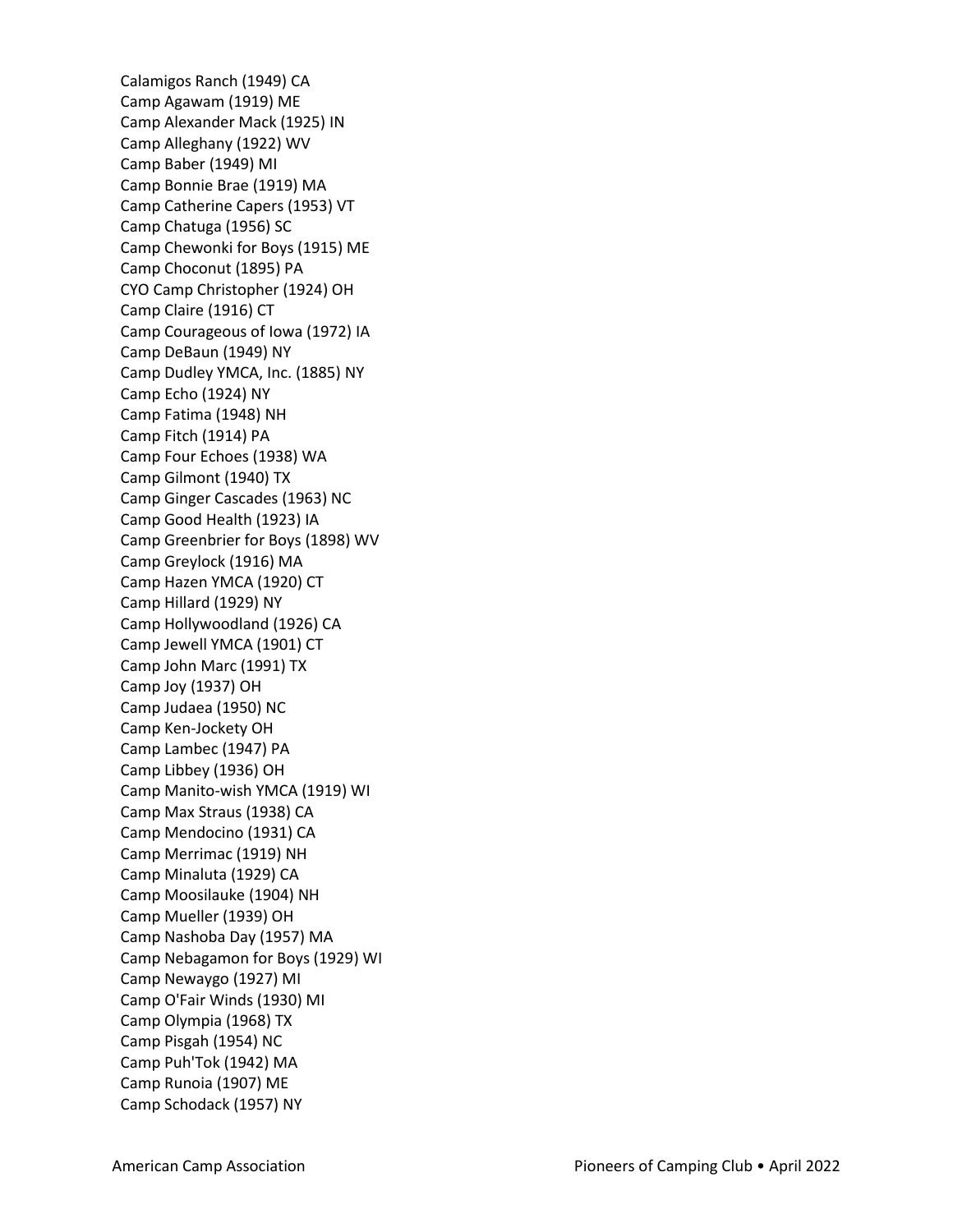Calamigos Ranch (1949) CA
Camp Agawam (1919) ME
Camp Alexander Mack (1925) IN
Camp Alleghany (1922) WV
Camp Baber (1949) MI
Camp Bonnie Brae (1919) MA
Camp Catherine Capers (1953) VT
Camp Chatuga (1956) SC
Camp Chewonki for Boys (1915) ME
Camp Choconut (1895) PA
CYO Camp Christopher (1924) OH
Camp Claire (1916) CT
Camp Courageous of Iowa (1972) IA
Camp DeBaun (1949) NY
Camp Dudley YMCA, Inc. (1885) NY
Camp Echo (1924) NY
Camp Fatima (1948) NH
Camp Fitch (1914) PA
Camp Four Echoes (1938) WA
Camp Gilmont (1940) TX
Camp Ginger Cascades (1963) NC
Camp Good Health (1923) IA
Camp Greenbrier for Boys (1898) WV
Camp Greylock (1916) MA
Camp Hazen YMCA (1920) CT
Camp Hillard (1929) NY
Camp Hollywoodland (1926) CA
Camp Jewell YMCA (1901) CT
Camp John Marc (1991) TX
Camp Joy (1937) OH
Camp Judaea (1950) NC
Camp Ken-Jockety OH
Camp Lambec (1947) PA
Camp Libbey (1936) OH
Camp Manito-wish YMCA (1919) WI
Camp Max Straus (1938) CA
Camp Mendocino (1931) CA
Camp Merrimac (1919) NH
Camp Minaluta (1929) CA
Camp Moosilauke (1904) NH
Camp Mueller (1939) OH
Camp Nashoba Day (1957) MA
Camp Nebagamon for Boys (1929) WI
Camp Newaygo (1927) MI
Camp O'Fair Winds (1930) MI
Camp Olympia (1968) TX
Camp Pisgah (1954) NC
Camp Puh'Tok (1942) MA
Camp Runoia (1907) ME
Camp Schodack (1957) NY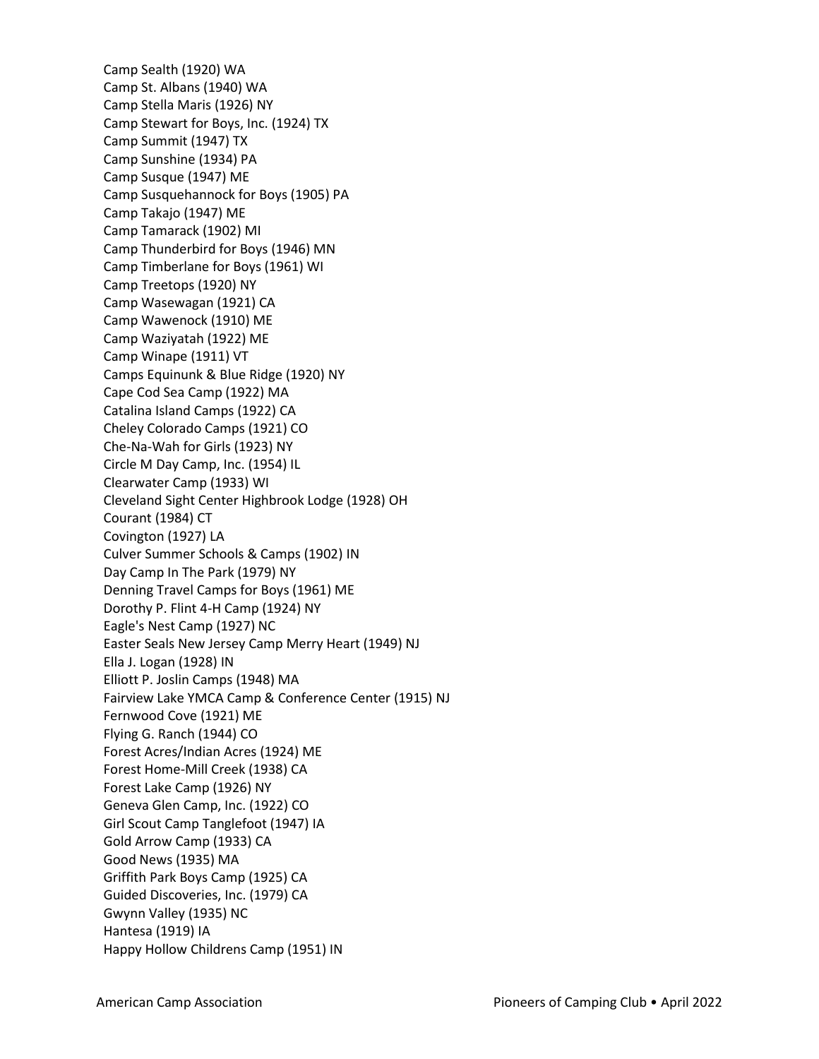Camp Sealth (1920) WA
Camp St. Albans (1940) WA
Camp Stella Maris (1926) NY
Camp Stewart for Boys, Inc. (1924) TX
Camp Summit (1947) TX
Camp Sunshine (1934) PA
Camp Susque (1947) ME
Camp Susquehannock for Boys (1905) PA
Camp Takajo (1947) ME
Camp Tamarack (1902) MI
Camp Thunderbird for Boys (1946) MN
Camp Timberlane for Boys (1961) WI
Camp Treetops (1920) NY
Camp Wasewagan (1921) CA
Camp Wawenock (1910) ME
Camp Waziyatah (1922) ME
Camp Winape (1911) VT
Camps Equinunk & Blue Ridge (1920) NY
Cape Cod Sea Camp (1922) MA
Catalina Island Camps (1922) CA
Cheley Colorado Camps (1921) CO
Che-Na-Wah for Girls (1923) NY
Circle M Day Camp, Inc. (1954) IL
Clearwater Camp (1933) WI
Cleveland Sight Center Highbrook Lodge (1928) OH
Courant (1984) CT
Covington (1927) LA
Culver Summer Schools & Camps (1902) IN
Day Camp In The Park (1979) NY
Denning Travel Camps for Boys (1961) ME
Dorothy P. Flint 4-H Camp (1924) NY
Eagle's Nest Camp (1927) NC
Easter Seals New Jersey Camp Merry Heart (1949) NJ
Ella J. Logan (1928) IN
Elliott P. Joslin Camps (1948) MA
Fairview Lake YMCA Camp & Conference Center (1915) NJ
Fernwood Cove (1921) ME
Flying G. Ranch (1944) CO
Forest Acres/Indian Acres (1924) ME
Forest Home-Mill Creek (1938) CA
Forest Lake Camp (1926) NY
Geneva Glen Camp, Inc. (1922) CO
Girl Scout Camp Tanglefoot (1947) IA
Gold Arrow Camp (1933) CA
Good News (1935) MA
Griffith Park Boys Camp (1925) CA
Guided Discoveries, Inc. (1979) CA
Gwynn Valley (1935) NC
Hantesa (1919) IA
Happy Hollow Childrens Camp (1951) IN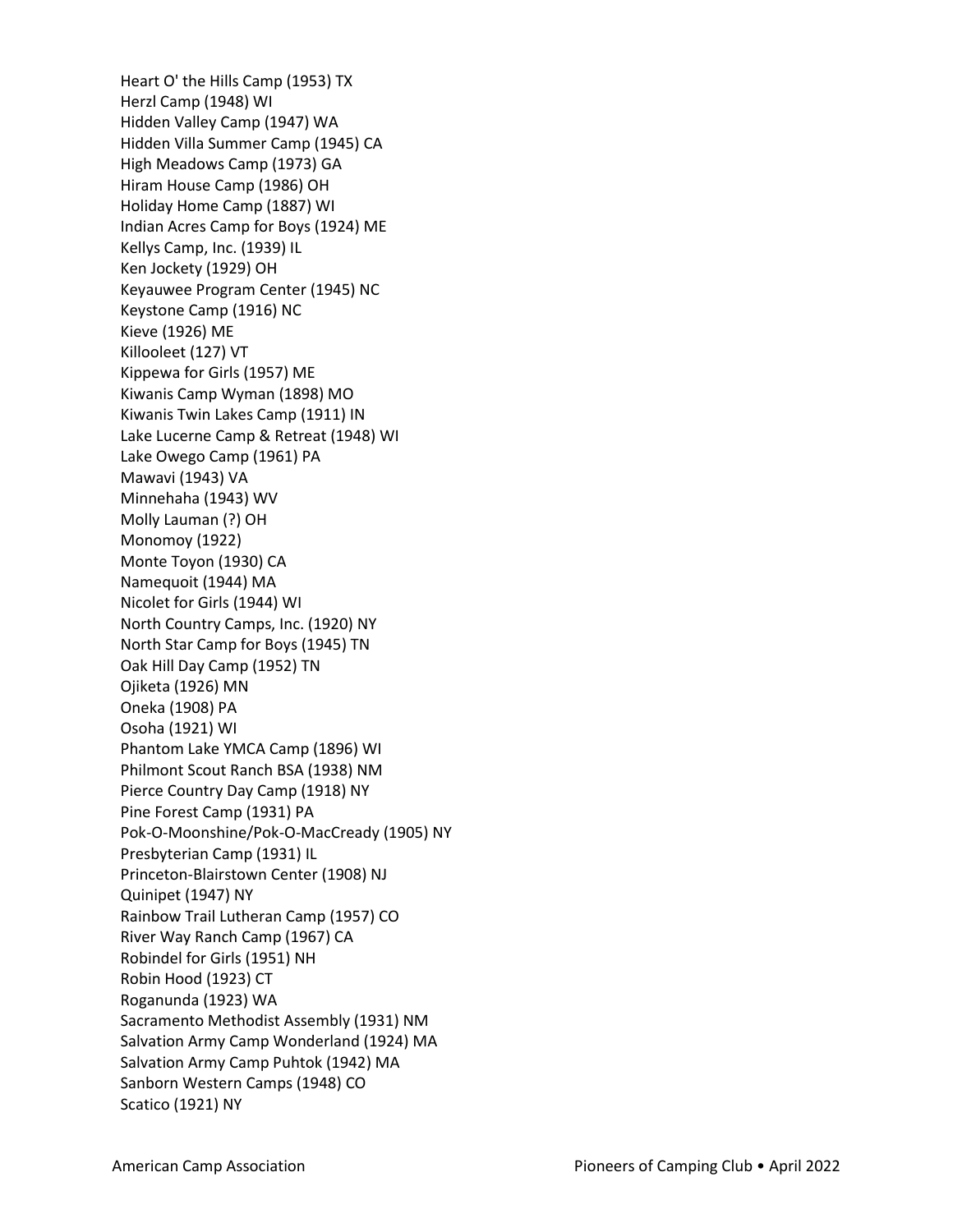Heart O' the Hills Camp (1953) TX
Herzl Camp (1948) WI
Hidden Valley Camp (1947) WA
Hidden Villa Summer Camp (1945) CA
High Meadows Camp (1973) GA
Hiram House Camp (1986) OH
Holiday Home Camp (1887) WI
Indian Acres Camp for Boys (1924) ME
Kellys Camp, Inc. (1939) IL
Ken Jockety (1929) OH
Keyauwee Program Center (1945) NC
Keystone Camp (1916) NC
Kieve (1926) ME
Killooleet (127) VT
Kippewa for Girls (1957) ME
Kiwanis Camp Wyman (1898) MO
Kiwanis Twin Lakes Camp (1911) IN
Lake Lucerne Camp & Retreat (1948) WI
Lake Owego Camp (1961) PA
Mawavi (1943) VA
Minnehaha (1943) WV
Molly Lauman (?) OH
Monomoy (1922)
Monte Toyon (1930) CA
Namequoit (1944) MA
Nicolet for Girls (1944) WI
North Country Camps, Inc. (1920) NY
North Star Camp for Boys (1945) TN
Oak Hill Day Camp (1952) TN
Ojiketa (1926) MN
Oneka (1908) PA
Osoha (1921) WI
Phantom Lake YMCA Camp (1896) WI
Philmont Scout Ranch BSA (1938) NM
Pierce Country Day Camp (1918) NY
Pine Forest Camp (1931) PA
Pok-O-Moonshine/Pok-O-MacCready (1905) NY
Presbyterian Camp (1931) IL
Princeton-Blairstown Center (1908) NJ
Quinipet (1947) NY
Rainbow Trail Lutheran Camp (1957) CO
River Way Ranch Camp (1967) CA
Robindel for Girls (1951) NH
Robin Hood (1923) CT
Roganunda (1923) WA
Sacramento Methodist Assembly (1931) NM
Salvation Army Camp Wonderland (1924) MA
Salvation Army Camp Puhtok (1942) MA
Sanborn Western Camps (1948) CO
Scatico (1921) NY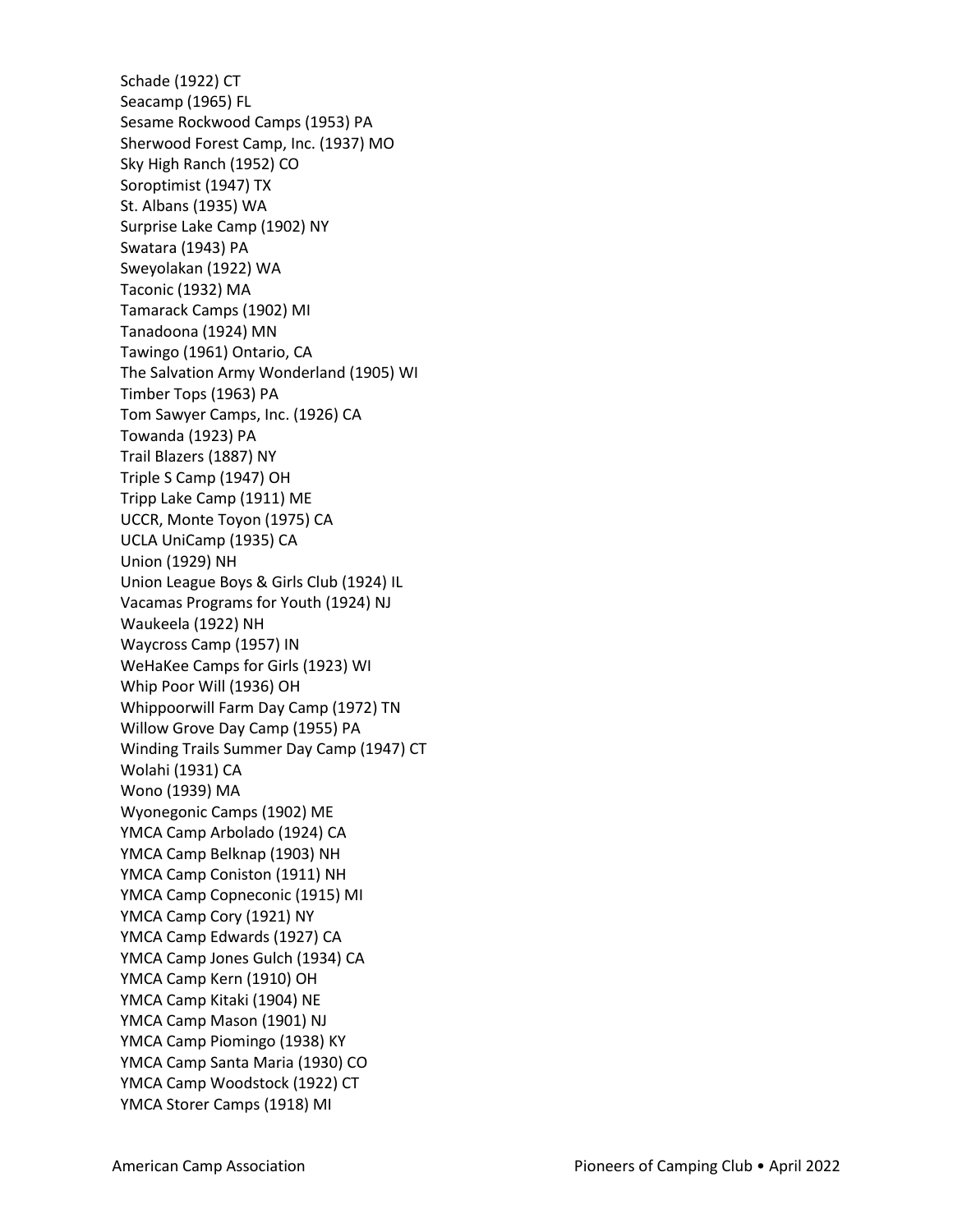Schade (1922) CT
Seacamp (1965) FL
Sesame Rockwood Camps (1953) PA
Sherwood Forest Camp, Inc. (1937) MO
Sky High Ranch (1952) CO
Soroptimist (1947) TX
St. Albans (1935) WA
Surprise Lake Camp (1902) NY
Swatara (1943) PA
Sweyolakan (1922) WA
Taconic (1932) MA
Tamarack Camps (1902) MI
Tanadoona (1924) MN
Tawingo (1961) Ontario, CA
The Salvation Army Wonderland (1905) WI
Timber Tops (1963) PA
Tom Sawyer Camps, Inc. (1926) CA
Towanda (1923) PA
Trail Blazers (1887) NY
Triple S Camp (1947) OH
Tripp Lake Camp (1911) ME
UCCR, Monte Toyon (1975) CA
UCLA UniCamp (1935) CA
Union (1929) NH
Union League Boys & Girls Club (1924) IL
Vacamas Programs for Youth (1924) NJ
Waukeela (1922) NH
Waycross Camp (1957) IN
WeHaKee Camps for Girls (1923) WI
Whip Poor Will (1936) OH
Whippoorwill Farm Day Camp (1972) TN
Willow Grove Day Camp (1955) PA
Winding Trails Summer Day Camp (1947) CT
Wolahi (1931) CA
Wono (1939) MA
Wyonegonic Camps (1902) ME
YMCA Camp Arbolado (1924) CA
YMCA Camp Belknap (1903) NH
YMCA Camp Coniston (1911) NH
YMCA Camp Copneconic (1915) MI
YMCA Camp Cory (1921) NY
YMCA Camp Edwards (1927) CA
YMCA Camp Jones Gulch (1934) CA
YMCA Camp Kern (1910) OH
YMCA Camp Kitaki (1904) NE
YMCA Camp Mason (1901) NJ
YMCA Camp Piomingo (1938) KY
YMCA Camp Santa Maria (1930) CO
YMCA Camp Woodstock (1922) CT
YMCA Storer Camps (1918) MI